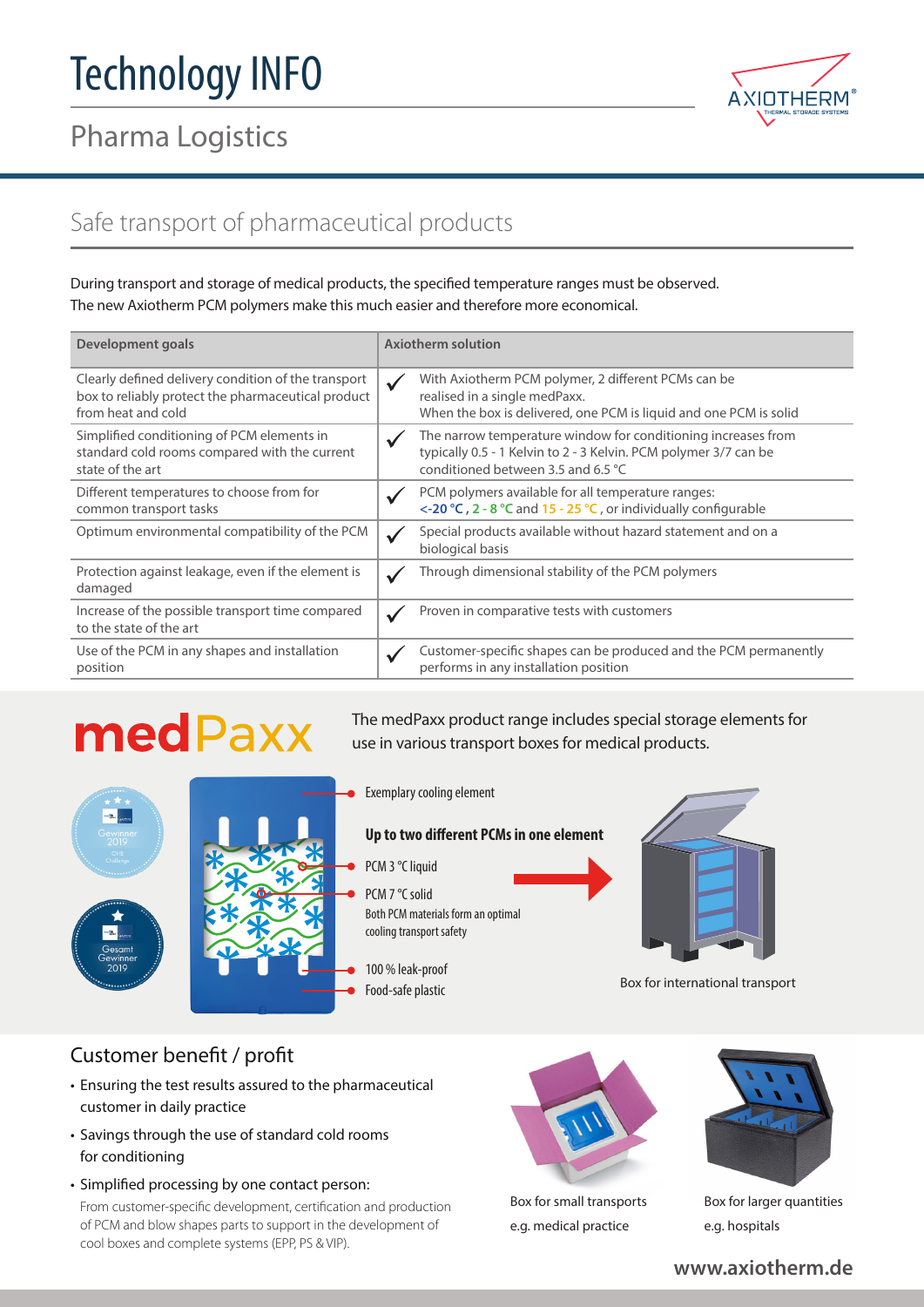# Technology INFO

## Pharma Logistics

AXIOTHERM® THERMAL STORAGE SYSTEMS

## Safe transport of pharmaceutical products

During transport and storage of medical products, the specified temperature ranges must be observed.
The new Axiotherm PCM polymers make this much easier and therefore more economical.

| Development goals | Axiotherm solution |
|---|---|
| Clearly defined delivery condition of the transport box to reliably protect the pharmaceutical product from heat and cold | ✓ With Axiotherm PCM polymer, 2 different PCMs can be realised in a single medPaxx. When the box is delivered, one PCM is liquid and one PCM is solid |
| Simplified conditioning of PCM elements in standard cold rooms compared with the current state of the art | ✓ The narrow temperature window for conditioning increases from typically 0.5 - 1 Kelvin to 2 - 3 Kelvin. PCM polymer 3/7 can be conditioned between 3.5 and 6.5 °C |
| Different temperatures to choose from for common transport tasks | ✓ PCM polymers available for all temperature ranges: <-20 °C, 2 - 8 °C and 15 - 25 °C, or individually configurable |
| Optimum environmental compatibility of the PCM | ✓ Special products available without hazard statement and on a biological basis |
| Protection against leakage, even if the element is damaged | ✓ Through dimensional stability of the PCM polymers |
| Increase of the possible transport time compared to the state of the art | ✓ Proven in comparative tests with customers |
| Use of the PCM in any shapes and installation position | ✓ Customer-specific shapes can be produced and the PCM permanently performs in any installation position |

## medPaxx

The medPaxx product range includes special storage elements for use in various transport boxes for medical products.

Gewinner 2019 · Gesamt Gewinner 2019

Exemplary cooling element

**Up to two different PCMs in one element**

- PCM 3 °C liquid
- PCM 7 °C solid

Both PCM materials form an optimal cooling transport safety

- 100 % leak-proof
- Food-safe plastic

Box for international transport

### Customer benefit / profit

- Ensuring the test results assured to the pharmaceutical customer in daily practice
- Savings through the use of standard cold rooms for conditioning
- Simplified processing by one contact person:
  From customer-specific development, certification and production of PCM and blow shapes parts to support in the development of cool boxes and complete systems (EPP, PS & VIP).

Box for small transports e.g. medical practice

Box for larger quantities e.g. hospitals

**www.axiotherm.de**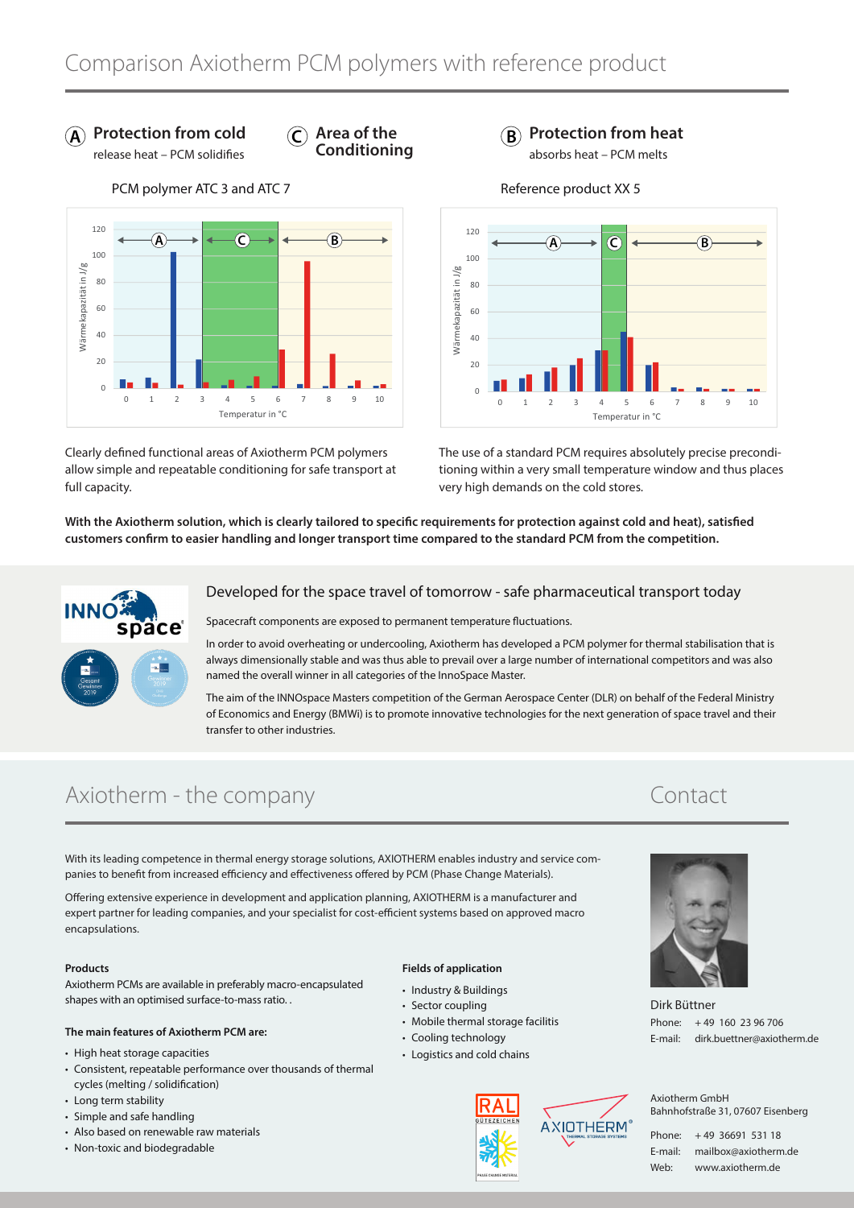# Comparison Axiotherm PCM polymers with reference product

**(A) Protection from cold**
release heat – PCM solidifies

**(C) Area of the Conditioning**

**(B) Protection from heat**
absorbs heat – PCM melts

PCM polymer ATC 3 and ATC 7

Wärmekapazität in J/g
120
100
80
60
40
20
0
0 1 2 3 4 5 6 7 8 9 10
Temperatur in °C
A C B

Reference product XX 5

Wärmekapazität in J/g
120
100
80
60
40
20
0
0 1 2 3 4 5 6 7 8 9 10
Temperatur in °C
A C B

Clearly defined functional areas of Axiotherm PCM polymers allow simple and repeatable conditioning for safe transport at full capacity.

The use of a standard PCM requires absolutely precise preconditioning within a very small temperature window and thus places very high demands on the cold stores.

**With the Axiotherm solution, which is clearly tailored to specific requirements for protection against cold and heat), satisfied customers confirm to easier handling and longer transport time compared to the standard PCM from the competition.**

INNOspace

Gesamt Gewinner 2019

Gewinner 2019

## Developed for the space travel of tomorrow - safe pharmaceutical transport today

Spacecraft components are exposed to permanent temperature fluctuations.

In order to avoid overheating or undercooling, Axiotherm has developed a PCM polymer for thermal stabilisation that is always dimensionally stable and was thus able to prevail over a large number of international competitors and was also named the overall winner in all categories of the InnoSpace Master.

The aim of the INNOspace Masters competition of the German Aerospace Center (DLR) on behalf of the Federal Ministry of Economics and Energy (BMWi) is to promote innovative technologies for the next generation of space travel and their transfer to other industries.

# Axiotherm - the company

With its leading competence in thermal energy storage solutions, AXIOTHERM enables industry and service companies to benefit from increased efficiency and effectiveness offered by PCM (Phase Change Materials).

Offering extensive experience in development and application planning, AXIOTHERM is a manufacturer and expert partner for leading companies, and your specialist for cost-efficient systems based on approved macro encapsulations.

**Products**

Axiotherm PCMs are available in preferably macro-encapsulated shapes with an optimised surface-to-mass ratio. .

**The main features of Axiotherm PCM are:**

- High heat storage capacities
- Consistent, repeatable performance over thousands of thermal cycles (melting / solidification)
- Long term stability
- Simple and safe handling
- Also based on renewable raw materials
- Non-toxic and biodegradable

**Fields of application**

- Industry & Buildings
- Sector coupling
- Mobile thermal storage facilitis
- Cooling technology
- Logistics and cold chains

RAL GÜTEZEICHEN
PHASE CHANGE MATERIAL

AXIOTHERM®
THERMAL STORAGE SYSTEMS

# Contact

Dirk Büttner
Phone: +49 160 23 96 706
E-mail: dirk.buettner@axiotherm.de

Axiotherm GmbH
Bahnhofstraße 31, 07607 Eisenberg

Phone: +49 36691 531 18
E-mail: mailbox@axiotherm.de
Web: www.axiotherm.de